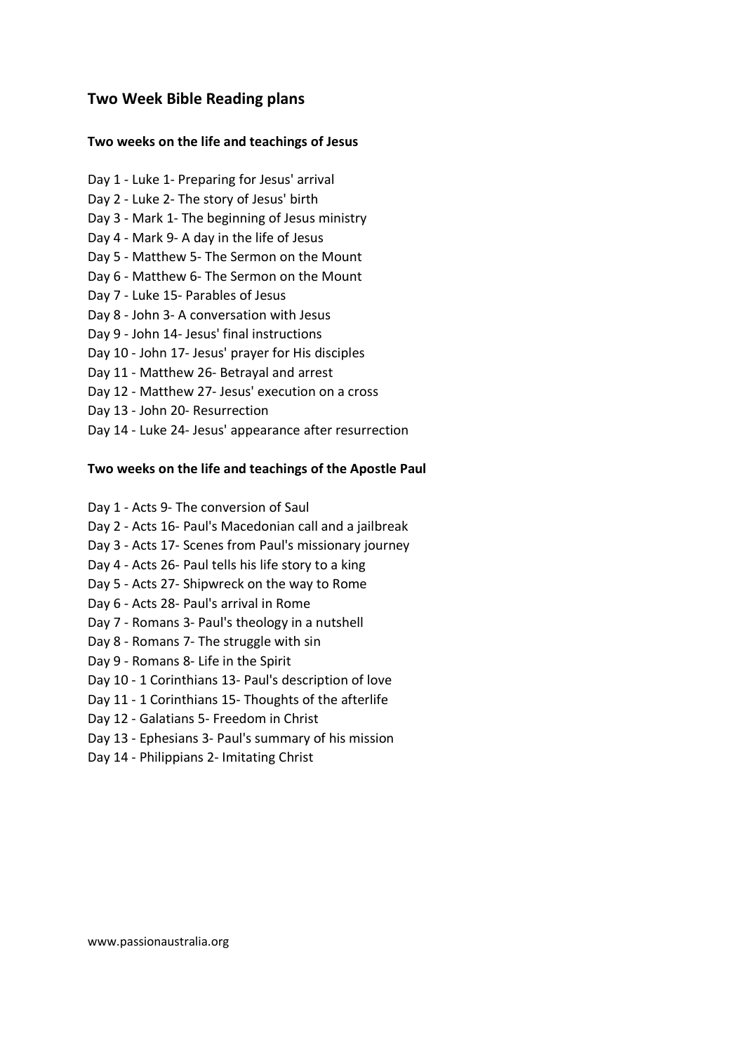## Two Week Bible Reading plans

### Two weeks on the life and teachings of Jesus

Day 1 - Luke 1- Preparing for Jesus' arrival
Day 2 - Luke 2- The story of Jesus' birth
Day 3 - Mark 1- The beginning of Jesus ministry
Day 4 - Mark 9- A day in the life of Jesus
Day 5 - Matthew 5- The Sermon on the Mount
Day 6 - Matthew 6- The Sermon on the Mount
Day 7 - Luke 15- Parables of Jesus
Day 8 - John 3- A conversation with Jesus
Day 9 - John 14- Jesus' final instructions
Day 10 - John 17- Jesus' prayer for His disciples
Day 11 - Matthew 26- Betrayal and arrest
Day 12 - Matthew 27- Jesus' execution on a cross
Day 13 - John 20- Resurrection
Day 14 - Luke 24- Jesus' appearance after resurrection

### Two weeks on the life and teachings of the Apostle Paul

Day 1 - Acts 9- The conversion of Saul
Day 2 - Acts 16- Paul's Macedonian call and a jailbreak
Day 3 - Acts 17- Scenes from Paul's missionary journey
Day 4 - Acts 26- Paul tells his life story to a king
Day 5 - Acts 27- Shipwreck on the way to Rome
Day 6 - Acts 28- Paul's arrival in Rome
Day 7 - Romans 3- Paul's theology in a nutshell
Day 8 - Romans 7- The struggle with sin
Day 9 - Romans 8- Life in the Spirit
Day 10 - 1 Corinthians 13- Paul's description of love
Day 11 - 1 Corinthians 15- Thoughts of the afterlife
Day 12 - Galatians 5- Freedom in Christ
Day 13 - Ephesians 3- Paul's summary of his mission
Day 14 - Philippians 2- Imitating Christ

www.passionaustralia.org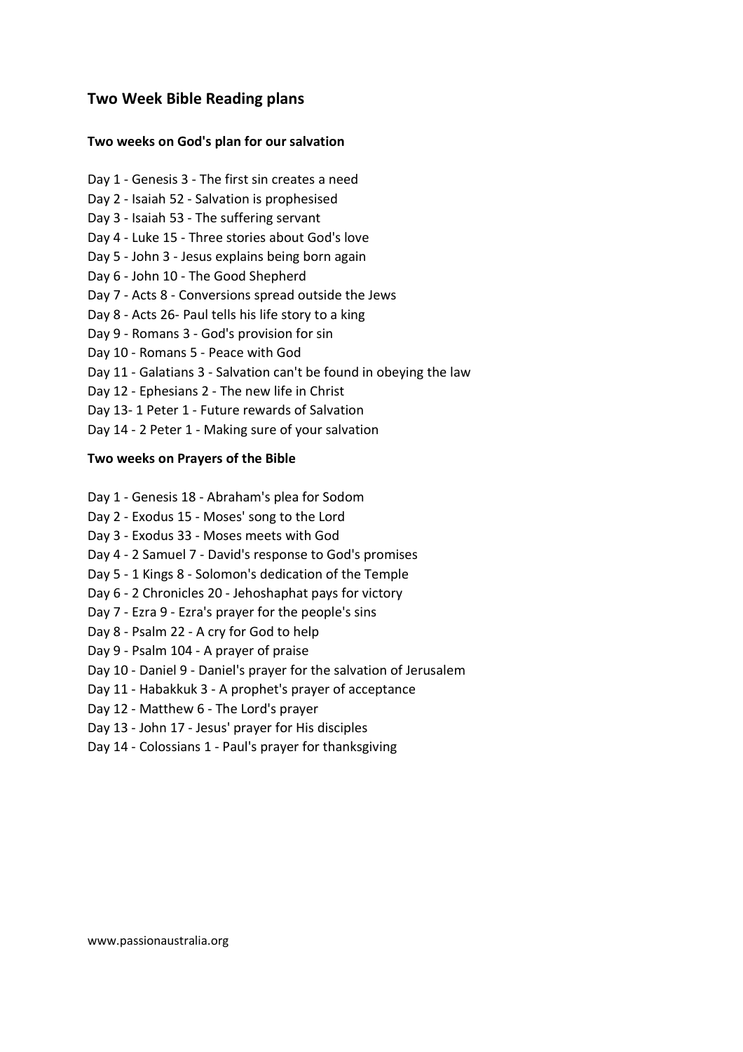## Two Week Bible Reading plans

**Two weeks on God's plan for our salvation**

Day 1 - Genesis 3 - The first sin creates a need
Day 2 - Isaiah 52 - Salvation is prophesised
Day 3 - Isaiah 53 - The suffering servant
Day 4 - Luke 15 - Three stories about God's love
Day 5 - John 3 - Jesus explains being born again
Day 6 - John 10 - The Good Shepherd
Day 7 - Acts 8 - Conversions spread outside the Jews
Day 8 - Acts 26- Paul tells his life story to a king
Day 9 - Romans 3 - God's provision for sin
Day 10 - Romans 5 - Peace with God
Day 11 - Galatians 3 - Salvation can't be found in obeying the law
Day 12 - Ephesians 2 - The new life in Christ
Day 13- 1 Peter 1 - Future rewards of Salvation
Day 14 - 2 Peter 1 - Making sure of your salvation

**Two weeks on Prayers of the Bible**

Day 1 - Genesis 18 - Abraham's plea for Sodom
Day 2 - Exodus 15 - Moses' song to the Lord
Day 3 - Exodus 33 - Moses meets with God
Day 4 - 2 Samuel 7 - David's response to God's promises
Day 5 - 1 Kings 8 - Solomon's dedication of the Temple
Day 6 - 2 Chronicles 20 - Jehoshaphat pays for victory
Day 7 - Ezra 9 - Ezra's prayer for the people's sins
Day 8 - Psalm 22 - A cry for God to help
Day 9 - Psalm 104 - A prayer of praise
Day 10 - Daniel 9 - Daniel's prayer for the salvation of Jerusalem
Day 11 - Habakkuk 3 - A prophet's prayer of acceptance
Day 12 - Matthew 6 - The Lord's prayer
Day 13 - John 17 - Jesus' prayer for His disciples
Day 14 - Colossians 1 - Paul's prayer for thanksgiving

www.passionaustralia.org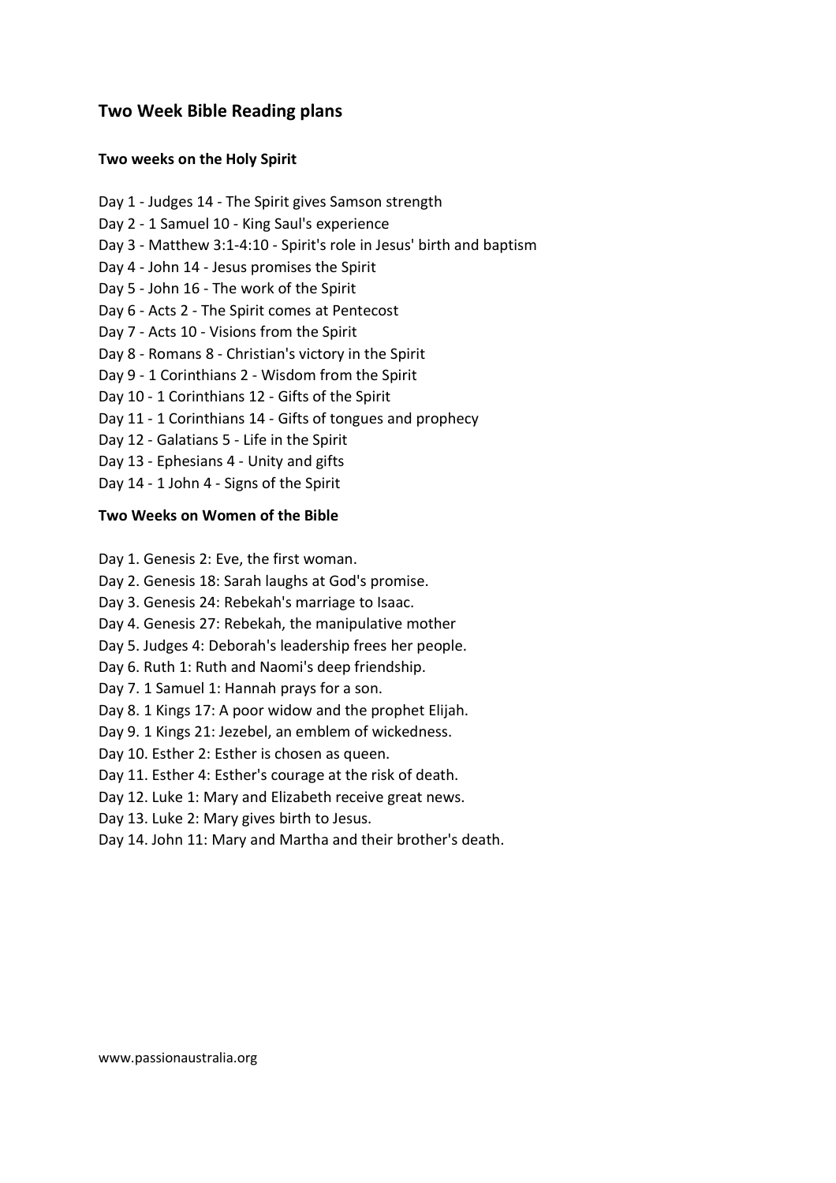## Two Week Bible Reading plans

### Two weeks on the Holy Spirit

Day 1 - Judges 14 - The Spirit gives Samson strength  
Day 2 - 1 Samuel 10 - King Saul's experience  
Day 3 - Matthew 3:1-4:10 - Spirit's role in Jesus' birth and baptism  
Day 4 - John 14 - Jesus promises the Spirit  
Day 5 - John 16 - The work of the Spirit  
Day 6 - Acts 2 - The Spirit comes at Pentecost  
Day 7 - Acts 10 - Visions from the Spirit  
Day 8 - Romans 8 - Christian's victory in the Spirit  
Day 9 - 1 Corinthians 2 - Wisdom from the Spirit  
Day 10 - 1 Corinthians 12 - Gifts of the Spirit  
Day 11 - 1 Corinthians 14 - Gifts of tongues and prophecy  
Day 12 - Galatians 5 - Life in the Spirit  
Day 13 - Ephesians 4 - Unity and gifts  
Day 14 - 1 John 4 - Signs of the Spirit

### Two Weeks on Women of the Bible

Day 1. Genesis 2: Eve, the first woman.  
Day 2. Genesis 18: Sarah laughs at God's promise.  
Day 3. Genesis 24: Rebekah's marriage to Isaac.  
Day 4. Genesis 27: Rebekah, the manipulative mother  
Day 5. Judges 4: Deborah's leadership frees her people.  
Day 6. Ruth 1: Ruth and Naomi's deep friendship.  
Day 7. 1 Samuel 1: Hannah prays for a son.  
Day 8. 1 Kings 17: A poor widow and the prophet Elijah.  
Day 9. 1 Kings 21: Jezebel, an emblem of wickedness.  
Day 10. Esther 2: Esther is chosen as queen.  
Day 11. Esther 4: Esther's courage at the risk of death.  
Day 12. Luke 1: Mary and Elizabeth receive great news.  
Day 13. Luke 2: Mary gives birth to Jesus.  
Day 14. John 11: Mary and Martha and their brother's death.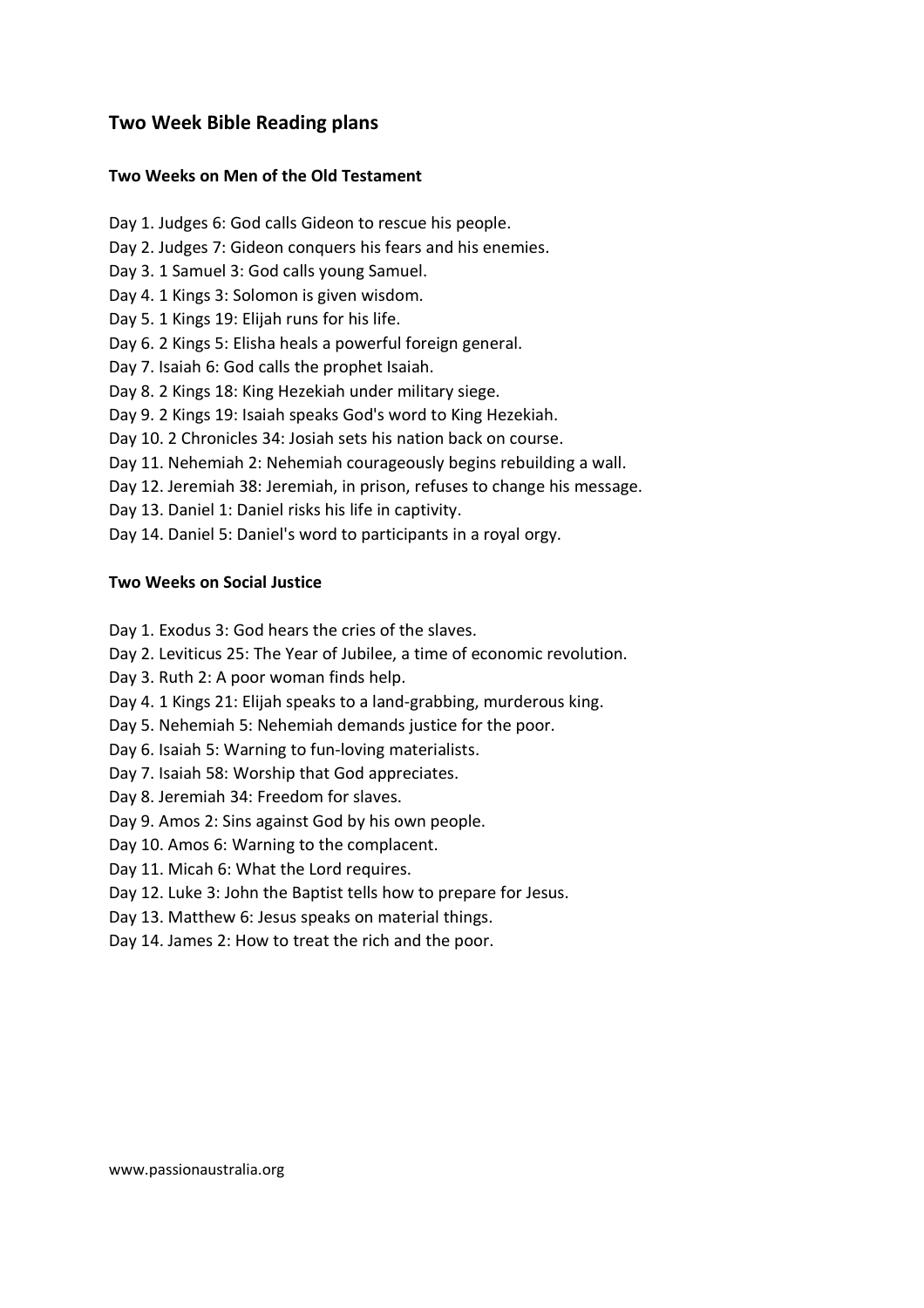## Two Week Bible Reading plans

### Two Weeks on Men of the Old Testament

Day 1. Judges 6: God calls Gideon to rescue his people.
Day 2. Judges 7: Gideon conquers his fears and his enemies.
Day 3. 1 Samuel 3: God calls young Samuel.
Day 4. 1 Kings 3: Solomon is given wisdom.
Day 5. 1 Kings 19: Elijah runs for his life.
Day 6. 2 Kings 5: Elisha heals a powerful foreign general.
Day 7. Isaiah 6: God calls the prophet Isaiah.
Day 8. 2 Kings 18: King Hezekiah under military siege.
Day 9. 2 Kings 19: Isaiah speaks God's word to King Hezekiah.
Day 10. 2 Chronicles 34: Josiah sets his nation back on course.
Day 11. Nehemiah 2: Nehemiah courageously begins rebuilding a wall.
Day 12. Jeremiah 38: Jeremiah, in prison, refuses to change his message.
Day 13. Daniel 1: Daniel risks his life in captivity.
Day 14. Daniel 5: Daniel's word to participants in a royal orgy.

### Two Weeks on Social Justice

Day 1. Exodus 3: God hears the cries of the slaves.
Day 2. Leviticus 25: The Year of Jubilee, a time of economic revolution.
Day 3. Ruth 2: A poor woman finds help.
Day 4. 1 Kings 21: Elijah speaks to a land-grabbing, murderous king.
Day 5. Nehemiah 5: Nehemiah demands justice for the poor.
Day 6. Isaiah 5: Warning to fun-loving materialists.
Day 7. Isaiah 58: Worship that God appreciates.
Day 8. Jeremiah 34: Freedom for slaves.
Day 9. Amos 2: Sins against God by his own people.
Day 10. Amos 6: Warning to the complacent.
Day 11. Micah 6: What the Lord requires.
Day 12. Luke 3: John the Baptist tells how to prepare for Jesus.
Day 13. Matthew 6: Jesus speaks on material things.
Day 14. James 2: How to treat the rich and the poor.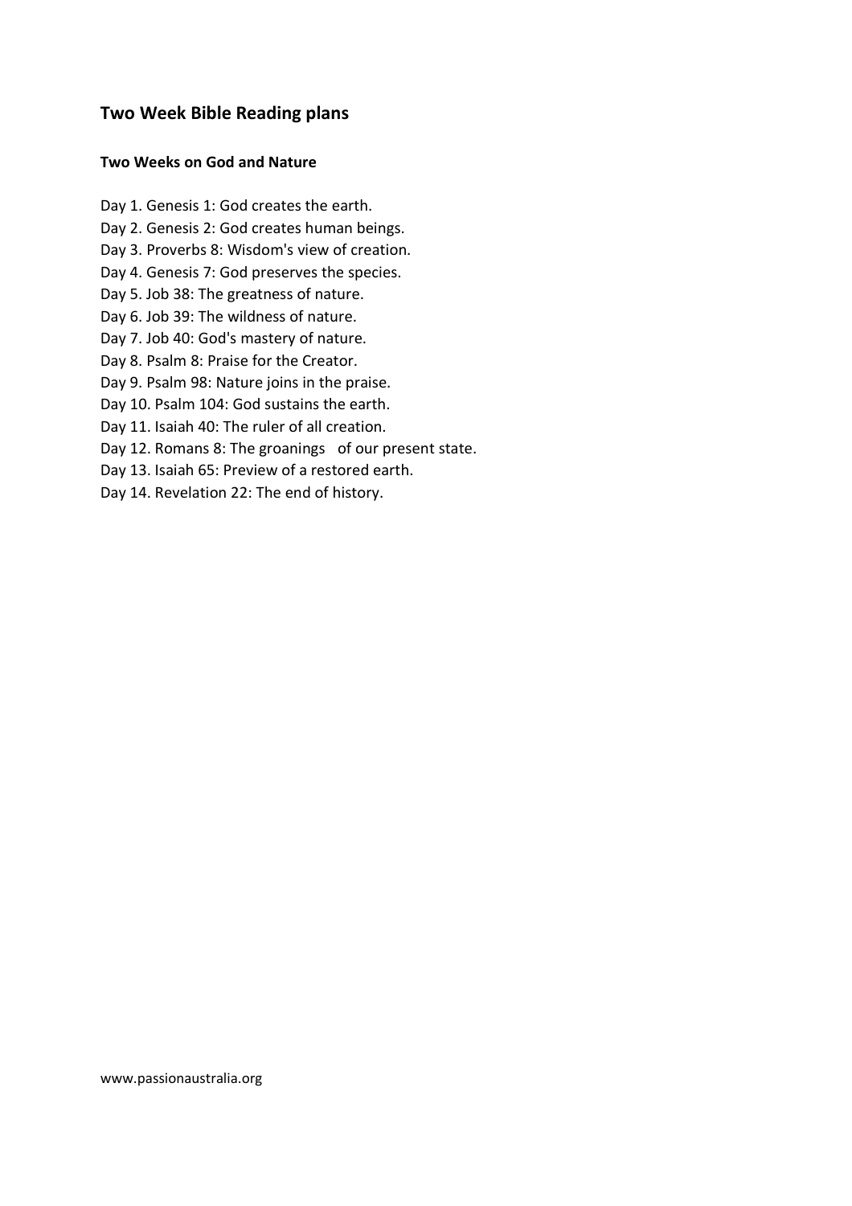## Two Week Bible Reading plans

### Two Weeks on God and Nature

Day 1. Genesis 1: God creates the earth.
Day 2. Genesis 2: God creates human beings.
Day 3. Proverbs 8: Wisdom's view of creation.
Day 4. Genesis 7: God preserves the species.
Day 5. Job 38: The greatness of nature.
Day 6. Job 39: The wildness of nature.
Day 7. Job 40: God's mastery of nature.
Day 8. Psalm 8: Praise for the Creator.
Day 9. Psalm 98: Nature joins in the praise.
Day 10. Psalm 104: God sustains the earth.
Day 11. Isaiah 40: The ruler of all creation.
Day 12. Romans 8: The groanings of our present state.
Day 13. Isaiah 65: Preview of a restored earth.
Day 14. Revelation 22: The end of history.